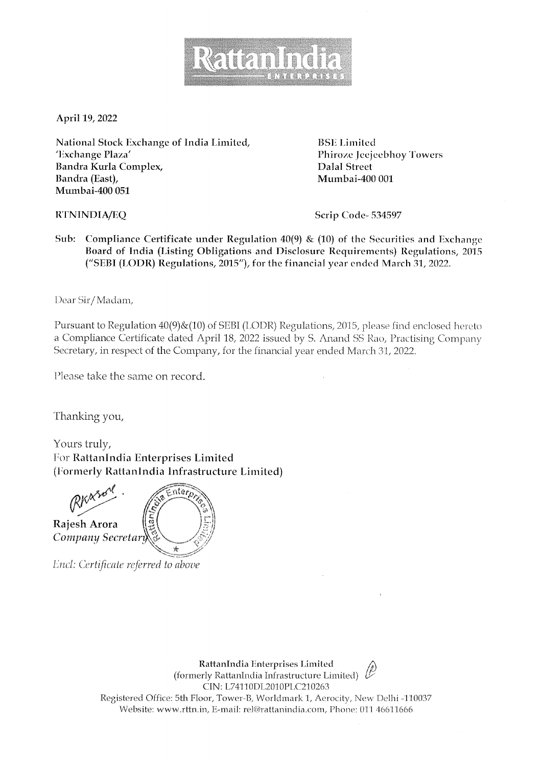April 19, 2022

**National Stock Exchange of India Limited,**
**'Exchange Plaza'**
**Bandra Kurla Complex,**
**Bandra (East),**
**Mumbai-400 051**

**BSE Limited**
**Phiroze Jeejeebhoy Towers**
**Dalal Street**
**Mumbai-400 001**

**RTNINDIA/EQ**

**Scrip Code- 534597**

**Sub: Compliance Certificate under Regulation 40(9) & (10) of the Securities and Exchange Board of India (Listing Obligations and Disclosure Requirements) Regulations, 2015 ("SEBI (LODR) Regulations, 2015"), for the financial year ended March 31, 2022.**

Dear Sir/Madam,

Pursuant to Regulation 40(9)&(10) of SEBI (LODR) Regulations, 2015, please find enclosed hereto a Compliance Certificate dated April 18, 2022 issued by S. Anand SS Rao, Practising Company Secretary, in respect of the Company, for the financial year ended March 31, 2022.

Please take the same on record.

Thanking you,

Yours truly,
For **RattanIndia Enterprises Limited**
**(Formerly RattanIndia Infrastructure Limited)**

**Rajesh Arora**
*Company Secretary*

*Encl: Certificate referred to above*

**RattanIndia Enterprises Limited**
(formerly RattanIndia Infrastructure Limited)
CIN: L74110DL2010PLC210263
Registered Office: 5th Floor, Tower-B, Worldmark 1, Aerocity, New Delhi -110037
Website: www.rttn.in, E-mail: rel@rattanindia.com, Phone: 011 46611666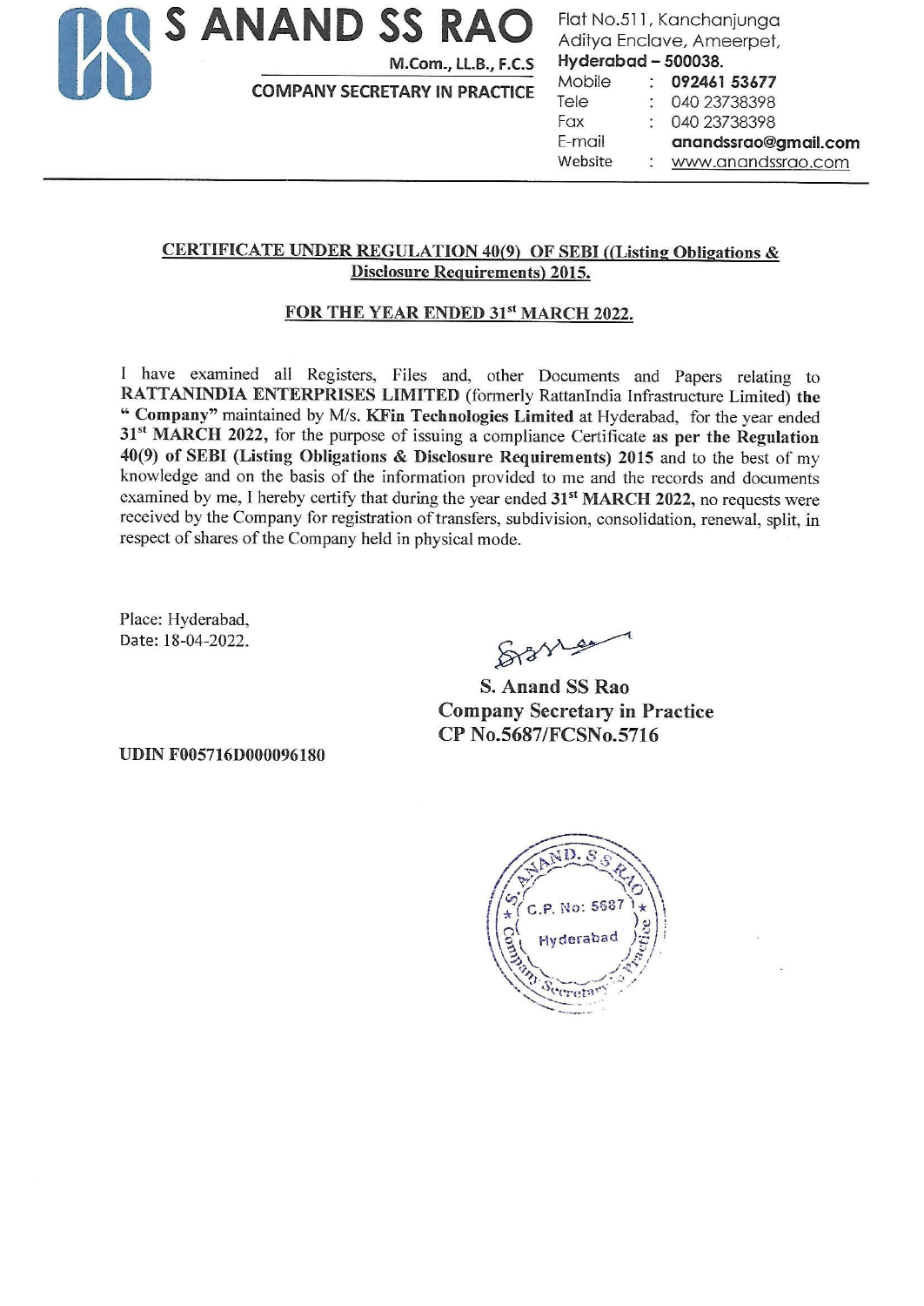# S ANAND SS RAO

M.Com., LL.B., F.C.S

COMPANY SECRETARY IN PRACTICE

Flat No.511, Kanchanjunga
Aditya Enclave, Ameerpet,
**Hyderabad – 500038.**
Mobile : **092461 53677**
Tele : 040 23738398
Fax : 040 23738398
E-mail **anandssrao@gmail.com**
Website : www.anandssrao.com

---

**CERTIFICATE UNDER REGULATION 40(9) OF SEBI ((Listing Obligations & Disclosure Requirements) 2015.**

**FOR THE YEAR ENDED 31st MARCH 2022.**

I have examined all Registers, Files and, other Documents and Papers relating to **RATTANINDIA ENTERPRISES LIMITED** (formerly RattanIndia Infrastructure Limited) **the " Company"** maintained by M/s. **KFin Technologies Limited** at Hyderabad, for the year ended **31st MARCH 2022,** for the purpose of issuing a compliance Certificate **as per the Regulation 40(9) of SEBI (Listing Obligations & Disclosure Requirements) 2015** and to the best of my knowledge and on the basis of the information provided to me and the records and documents examined by me, I hereby certify that during the year ended **31st MARCH 2022,** no requests were received by the Company for registration of transfers, subdivision, consolidation, renewal, split, in respect of shares of the Company held in physical mode.

Place: Hyderabad,
Date: 18-04-2022.

**S. Anand SS Rao**
**Company Secretary in Practice**
**CP No.5687/FCSNo.5716**

**UDIN F005716D000096180**